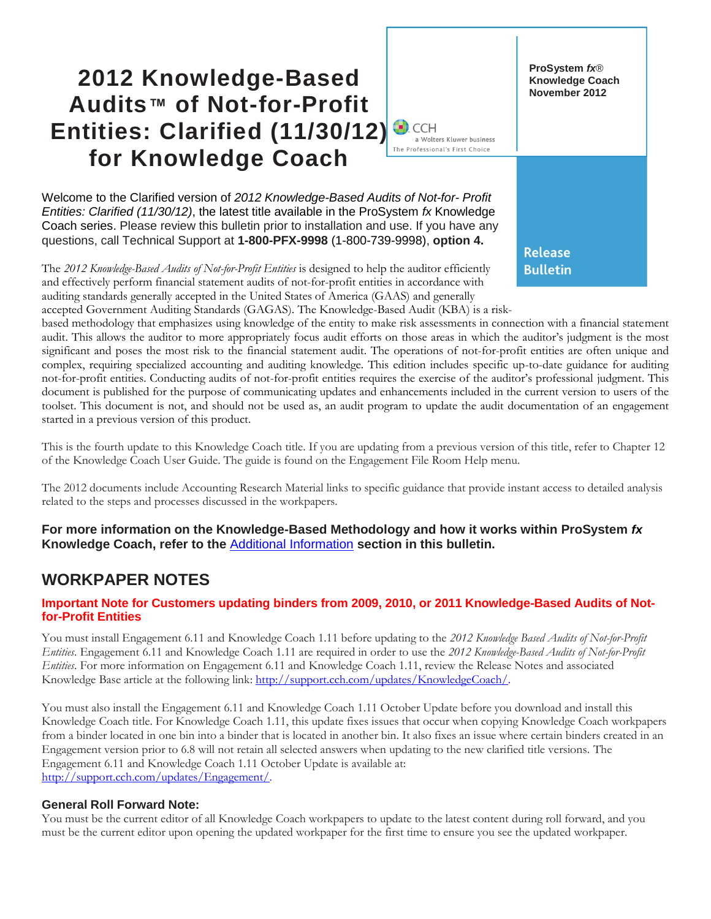# 2012 Knowledge-Based Audits™ of Not-for-Profit Entities: Clarified (11/30/12) for Knowledge Coach

**ProSystem *fx*® Knowledge Coach November 2012**

CCH a Wolters Kluwer business — The Professional's First Choice

**Release Bulletin**

Welcome to the Clarified version of *2012 Knowledge-Based Audits of Not-for- Profit Entities: Clarified (11/30/12)*, the latest title available in the ProSystem *fx* Knowledge Coach series. Please review this bulletin prior to installation and use. If you have any questions, call Technical Support at **1-800-PFX-9998** (1-800-739-9998), **option 4.**

The *2012 Knowledge-Based Audits of Not-for-Profit Entities* is designed to help the auditor efficiently and effectively perform financial statement audits of not-for-profit entities in accordance with auditing standards generally accepted in the United States of America (GAAS) and generally accepted Government Auditing Standards (GAGAS). The Knowledge-Based Audit (KBA) is a risk-based methodology that emphasizes using knowledge of the entity to make risk assessments in connection with a financial statement audit. This allows the auditor to more appropriately focus audit efforts on those areas in which the auditor's judgment is the most significant and poses the most risk to the financial statement audit. The operations of not-for-profit entities are often unique and complex, requiring specialized accounting and auditing knowledge. This edition includes specific up-to-date guidance for auditing not-for-profit entities. Conducting audits of not-for-profit entities requires the exercise of the auditor's professional judgment. This document is published for the purpose of communicating updates and enhancements included in the current version to users of the toolset. This document is not, and should not be used as, an audit program to update the audit documentation of an engagement started in a previous version of this product.

This is the fourth update to this Knowledge Coach title. If you are updating from a previous version of this title, refer to Chapter 12 of the Knowledge Coach User Guide. The guide is found on the Engagement File Room Help menu.

The 2012 documents include Accounting Research Material links to specific guidance that provide instant access to detailed analysis related to the steps and processes discussed in the workpapers.

**For more information on the Knowledge-Based Methodology and how it works within ProSystem *fx* Knowledge Coach, refer to the Additional Information section in this bulletin.**

## WORKPAPER NOTES

### Important Note for Customers updating binders from 2009, 2010, or 2011 Knowledge-Based Audits of Not-for-Profit Entities

You must install Engagement 6.11 and Knowledge Coach 1.11 before updating to the *2012 Knowledge Based Audits of Not-for-Profit Entities*. Engagement 6.11 and Knowledge Coach 1.11 are required in order to use the *2012 Knowledge-Based Audits of Not-for-Profit Entities*. For more information on Engagement 6.11 and Knowledge Coach 1.11, review the Release Notes and associated Knowledge Base article at the following link: http://support.cch.com/updates/KnowledgeCoach/.

You must also install the Engagement 6.11 and Knowledge Coach 1.11 October Update before you download and install this Knowledge Coach title. For Knowledge Coach 1.11, this update fixes issues that occur when copying Knowledge Coach workpapers from a binder located in one bin into a binder that is located in another bin. It also fixes an issue where certain binders created in an Engagement version prior to 6.8 will not retain all selected answers when updating to the new clarified title versions. The Engagement 6.11 and Knowledge Coach 1.11 October Update is available at: http://support.cch.com/updates/Engagement/.

### General Roll Forward Note:

You must be the current editor of all Knowledge Coach workpapers to update to the latest content during roll forward, and you must be the current editor upon opening the updated workpaper for the first time to ensure you see the updated workpaper.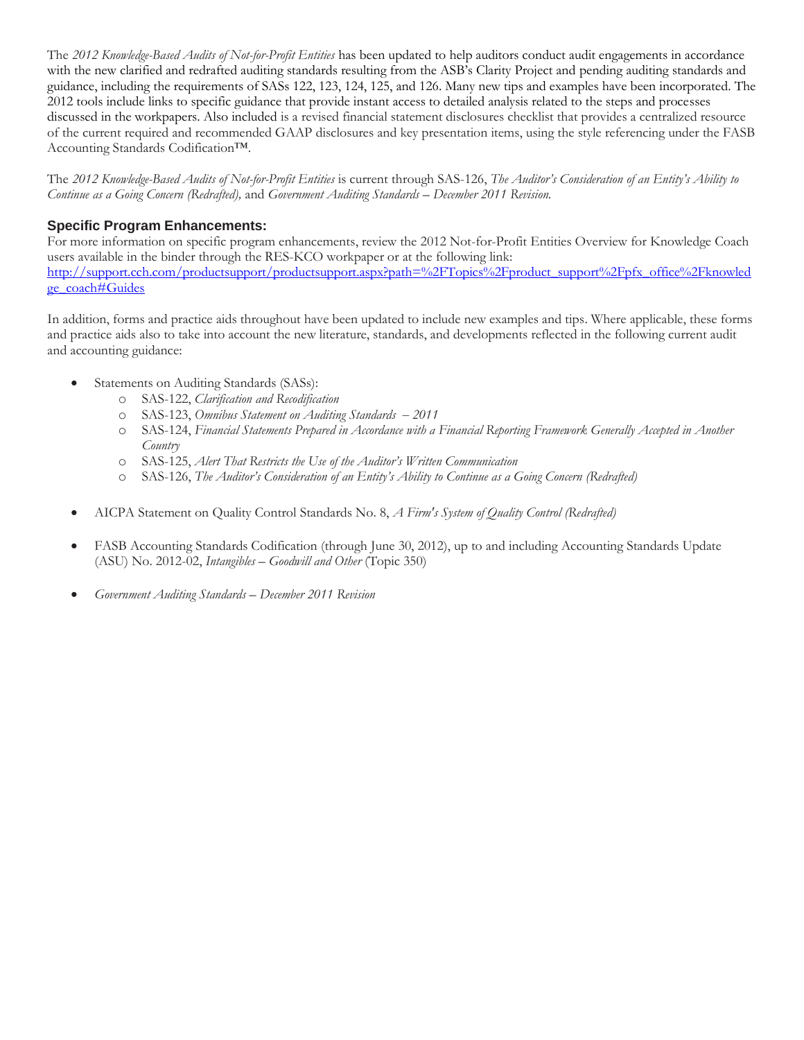The *2012 Knowledge-Based Audits of Not-for-Profit Entities* has been updated to help auditors conduct audit engagements in accordance with the new clarified and redrafted auditing standards resulting from the ASB's Clarity Project and pending auditing standards and guidance, including the requirements of SASs 122, 123, 124, 125, and 126. Many new tips and examples have been incorporated. The 2012 tools include links to specific guidance that provide instant access to detailed analysis related to the steps and processes discussed in the workpapers. Also included is a revised financial statement disclosures checklist that provides a centralized resource of the current required and recommended GAAP disclosures and key presentation items, using the style referencing under the FASB Accounting Standards Codification™.

The *2012 Knowledge-Based Audits of Not-for-Profit Entities* is current through SAS-126, *The Auditor's Consideration of an Entity's Ability to Continue as a Going Concern (Redrafted),* and *Government Auditing Standards – December 2011 Revision.*

### Specific Program Enhancements:

For more information on specific program enhancements, review the 2012 Not-for-Profit Entities Overview for Knowledge Coach users available in the binder through the RES-KCO workpaper or at the following link: http://support.cch.com/productsupport/productsupport.aspx?path=%2FTopics%2Fproduct_support%2Fpfx_office%2Fknowledge_coach#Guides

In addition, forms and practice aids throughout have been updated to include new examples and tips. Where applicable, these forms and practice aids also to take into account the new literature, standards, and developments reflected in the following current audit and accounting guidance:

- Statements on Auditing Standards (SASs):
  - SAS-122, *Clarification and Recodification*
  - SAS-123, *Omnibus Statement on Auditing Standards – 2011*
  - SAS-124, *Financial Statements Prepared in Accordance with a Financial Reporting Framework Generally Accepted in Another Country*
  - SAS-125, *Alert That Restricts the Use of the Auditor's Written Communication*
  - SAS-126, *The Auditor's Consideration of an Entity's Ability to Continue as a Going Concern (Redrafted)*

- AICPA Statement on Quality Control Standards No. 8, *A Firm's System of Quality Control (Redrafted)*

- FASB Accounting Standards Codification (through June 30, 2012), up to and including Accounting Standards Update (ASU) No. 2012-02, *Intangibles – Goodwill and Other* (Topic 350)

- *Government Auditing Standards – December 2011 Revision*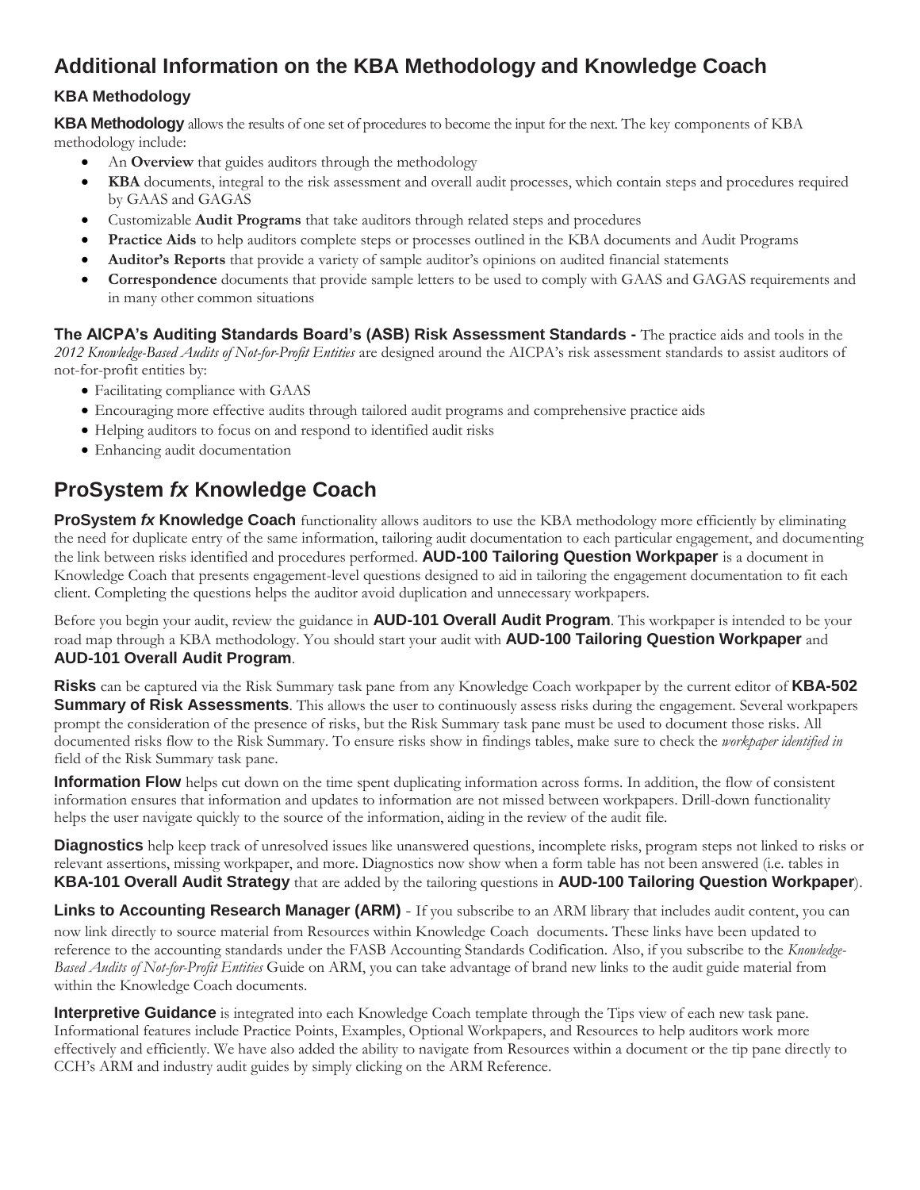# Additional Information on the KBA Methodology and Knowledge Coach

### KBA Methodology

**KBA Methodology** allows the results of one set of procedures to become the input for the next. The key components of KBA methodology include:

- An **Overview** that guides auditors through the methodology
- **KBA** documents, integral to the risk assessment and overall audit processes, which contain steps and procedures required by GAAS and GAGAS
- Customizable **Audit Programs** that take auditors through related steps and procedures
- **Practice Aids** to help auditors complete steps or processes outlined in the KBA documents and Audit Programs
- **Auditor's Reports** that provide a variety of sample auditor's opinions on audited financial statements
- **Correspondence** documents that provide sample letters to be used to comply with GAAS and GAGAS requirements and in many other common situations

**The AICPA's Auditing Standards Board's (ASB) Risk Assessment Standards -** The practice aids and tools in the *2012 Knowledge-Based Audits of Not-for-Profit Entities* are designed around the AICPA's risk assessment standards to assist auditors of not-for-profit entities by:

- Facilitating compliance with GAAS
- Encouraging more effective audits through tailored audit programs and comprehensive practice aids
- Helping auditors to focus on and respond to identified audit risks
- Enhancing audit documentation

# ProSystem *fx* Knowledge Coach

**ProSystem *fx* Knowledge Coach** functionality allows auditors to use the KBA methodology more efficiently by eliminating the need for duplicate entry of the same information, tailoring audit documentation to each particular engagement, and documenting the link between risks identified and procedures performed. **AUD-100 Tailoring Question Workpaper** is a document in Knowledge Coach that presents engagement-level questions designed to aid in tailoring the engagement documentation to fit each client. Completing the questions helps the auditor avoid duplication and unnecessary workpapers.

Before you begin your audit, review the guidance in **AUD-101 Overall Audit Program**. This workpaper is intended to be your road map through a KBA methodology. You should start your audit with **AUD-100 Tailoring Question Workpaper** and **AUD-101 Overall Audit Program**.

**Risks** can be captured via the Risk Summary task pane from any Knowledge Coach workpaper by the current editor of **KBA-502 Summary of Risk Assessments**. This allows the user to continuously assess risks during the engagement. Several workpapers prompt the consideration of the presence of risks, but the Risk Summary task pane must be used to document those risks. All documented risks flow to the Risk Summary. To ensure risks show in findings tables, make sure to check the *workpaper identified in* field of the Risk Summary task pane.

**Information Flow** helps cut down on the time spent duplicating information across forms. In addition, the flow of consistent information ensures that information and updates to information are not missed between workpapers. Drill-down functionality helps the user navigate quickly to the source of the information, aiding in the review of the audit file.

**Diagnostics** help keep track of unresolved issues like unanswered questions, incomplete risks, program steps not linked to risks or relevant assertions, missing workpaper, and more. Diagnostics now show when a form table has not been answered (i.e. tables in **KBA-101 Overall Audit Strategy** that are added by the tailoring questions in **AUD-100 Tailoring Question Workpaper**).

**Links to Accounting Research Manager (ARM)** - If you subscribe to an ARM library that includes audit content, you can now link directly to source material from Resources within Knowledge Coach documents. These links have been updated to reference to the accounting standards under the FASB Accounting Standards Codification. Also, if you subscribe to the *Knowledge-Based Audits of Not-for-Profit Entities* Guide on ARM, you can take advantage of brand new links to the audit guide material from within the Knowledge Coach documents.

**Interpretive Guidance** is integrated into each Knowledge Coach template through the Tips view of each new task pane. Informational features include Practice Points, Examples, Optional Workpapers, and Resources to help auditors work more effectively and efficiently. We have also added the ability to navigate from Resources within a document or the tip pane directly to CCH's ARM and industry audit guides by simply clicking on the ARM Reference.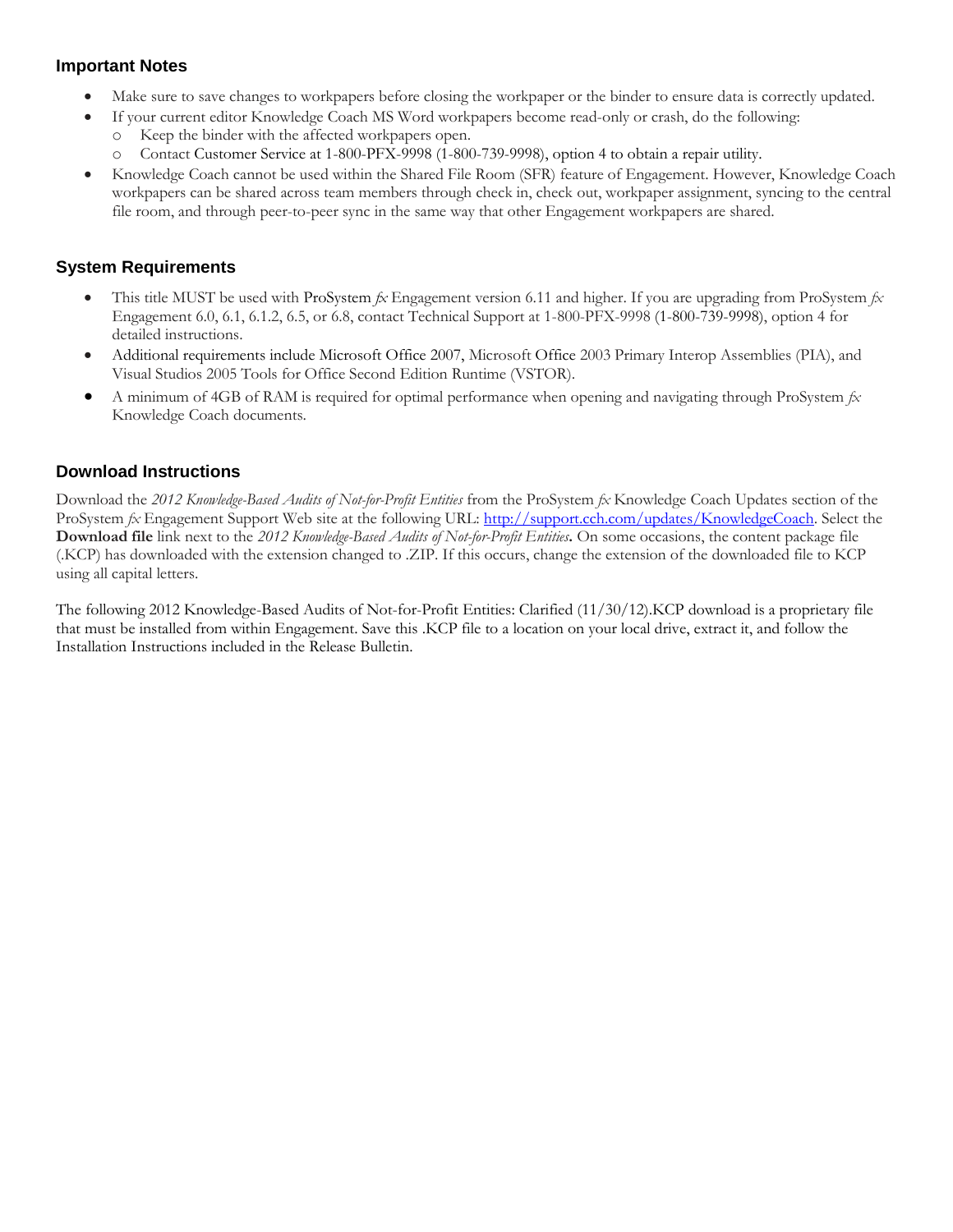## Important Notes

- Make sure to save changes to workpapers before closing the workpaper or the binder to ensure data is correctly updated.
- If your current editor Knowledge Coach MS Word workpapers become read-only or crash, do the following:
  - Keep the binder with the affected workpapers open.
  - Contact Customer Service at 1-800-PFX-9998 (1-800-739-9998), option 4 to obtain a repair utility.
- Knowledge Coach cannot be used within the Shared File Room (SFR) feature of Engagement. However, Knowledge Coach workpapers can be shared across team members through check in, check out, workpaper assignment, syncing to the central file room, and through peer-to-peer sync in the same way that other Engagement workpapers are shared.

## System Requirements

- This title MUST be used with ProSystem *fx* Engagement version 6.11 and higher. If you are upgrading from ProSystem *fx* Engagement 6.0, 6.1, 6.1.2, 6.5, or 6.8, contact Technical Support at 1-800-PFX-9998 (1-800-739-9998), option 4 for detailed instructions.
- Additional requirements include Microsoft Office 2007, Microsoft Office 2003 Primary Interop Assemblies (PIA), and Visual Studios 2005 Tools for Office Second Edition Runtime (VSTOR).
- A minimum of 4GB of RAM is required for optimal performance when opening and navigating through ProSystem *fx* Knowledge Coach documents.

## Download Instructions

Download the *2012 Knowledge-Based Audits of Not-for-Profit Entities* from the ProSystem *fx* Knowledge Coach Updates section of the ProSystem *fx* Engagement Support Web site at the following URL: http://support.cch.com/updates/KnowledgeCoach. Select the **Download file** link next to the *2012 Knowledge-Based Audits of Not-for-Profit Entities***.** On some occasions, the content package file (.KCP) has downloaded with the extension changed to .ZIP. If this occurs, change the extension of the downloaded file to KCP using all capital letters.

The following 2012 Knowledge-Based Audits of Not-for-Profit Entities: Clarified (11/30/12).KCP download is a proprietary file that must be installed from within Engagement. Save this .KCP file to a location on your local drive, extract it, and follow the Installation Instructions included in the Release Bulletin.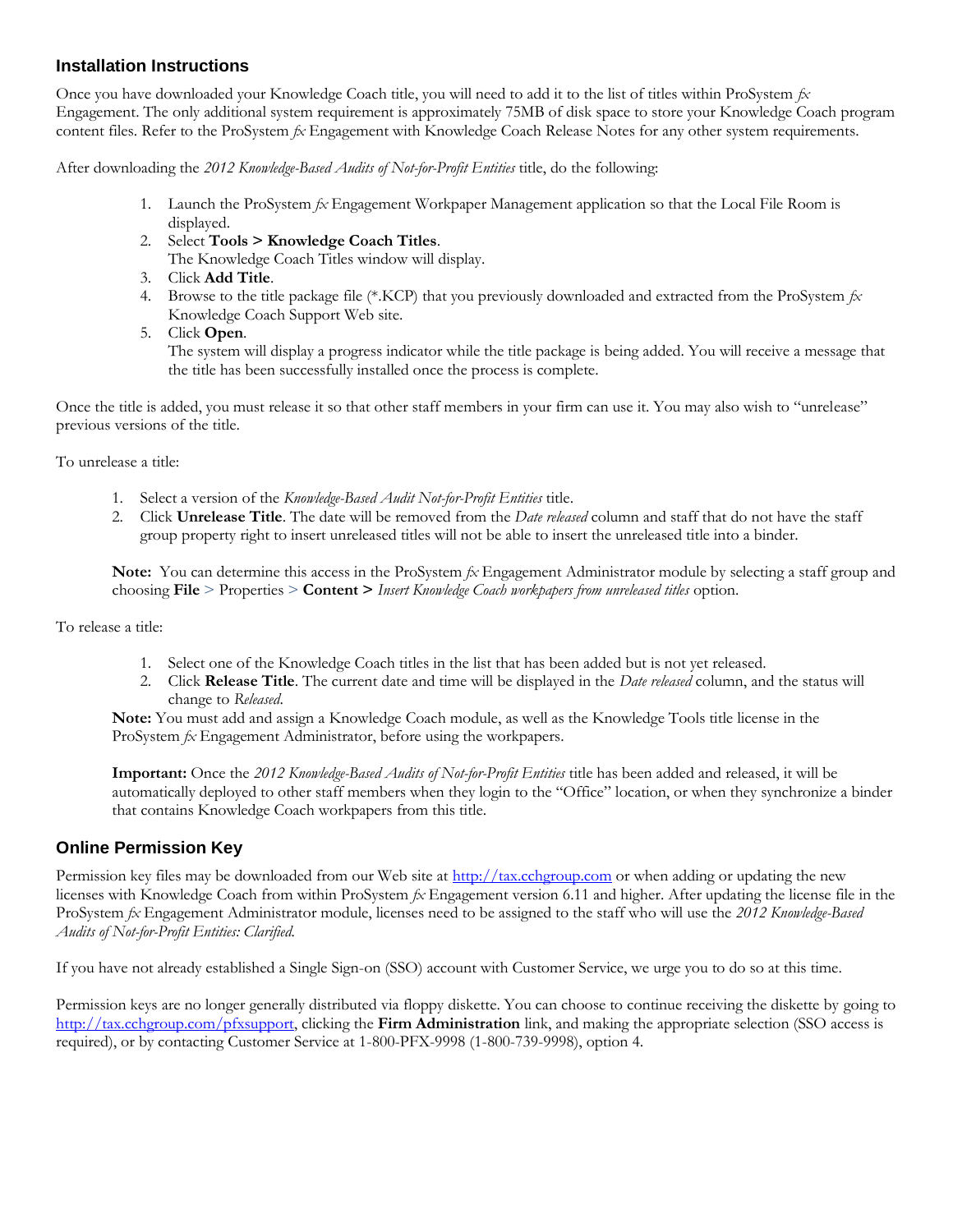## Installation Instructions

Once you have downloaded your Knowledge Coach title, you will need to add it to the list of titles within ProSystem *fx* Engagement. The only additional system requirement is approximately 75MB of disk space to store your Knowledge Coach program content files. Refer to the ProSystem *fx* Engagement with Knowledge Coach Release Notes for any other system requirements.

After downloading the *2012 Knowledge-Based Audits of Not-for-Profit Entities* title, do the following:

1. Launch the ProSystem *fx* Engagement Workpaper Management application so that the Local File Room is displayed.
2. Select **Tools > Knowledge Coach Titles**.
   The Knowledge Coach Titles window will display.
3. Click **Add Title**.
4. Browse to the title package file (*.KCP) that you previously downloaded and extracted from the ProSystem *fx* Knowledge Coach Support Web site.
5. Click **Open**.
   The system will display a progress indicator while the title package is being added. You will receive a message that the title has been successfully installed once the process is complete.

Once the title is added, you must release it so that other staff members in your firm can use it. You may also wish to "unrelease" previous versions of the title.

To unrelease a title:

1. Select a version of the *Knowledge-Based Audit Not-for-Profit Entities* title.
2. Click **Unrelease Title**. The date will be removed from the *Date released* column and staff that do not have the staff group property right to insert unreleased titles will not be able to insert the unreleased title into a binder.

**Note:** You can determine this access in the ProSystem *fx* Engagement Administrator module by selecting a staff group and choosing **File** > Properties > **Content >** *Insert Knowledge Coach workpapers from unreleased titles* option.

To release a title:

1. Select one of the Knowledge Coach titles in the list that has been added but is not yet released.
2. Click **Release Title**. The current date and time will be displayed in the *Date released* column, and the status will change to *Released*.

**Note:** You must add and assign a Knowledge Coach module, as well as the Knowledge Tools title license in the ProSystem *fx* Engagement Administrator, before using the workpapers.

**Important:** Once the *2012 Knowledge-Based Audits of Not-for-Profit Entities* title has been added and released, it will be automatically deployed to other staff members when they login to the "Office" location, or when they synchronize a binder that contains Knowledge Coach workpapers from this title.

## Online Permission Key

Permission key files may be downloaded from our Web site at http://tax.cchgroup.com or when adding or updating the new licenses with Knowledge Coach from within ProSystem *fx* Engagement version 6.11 and higher. After updating the license file in the ProSystem *fx* Engagement Administrator module, licenses need to be assigned to the staff who will use the *2012 Knowledge-Based Audits of Not-for-Profit Entities: Clarified*.

If you have not already established a Single Sign-on (SSO) account with Customer Service, we urge you to do so at this time.

Permission keys are no longer generally distributed via floppy diskette. You can choose to continue receiving the diskette by going to http://tax.cchgroup.com/pfxsupport, clicking the **Firm Administration** link, and making the appropriate selection (SSO access is required), or by contacting Customer Service at 1-800-PFX-9998 (1-800-739-9998), option 4.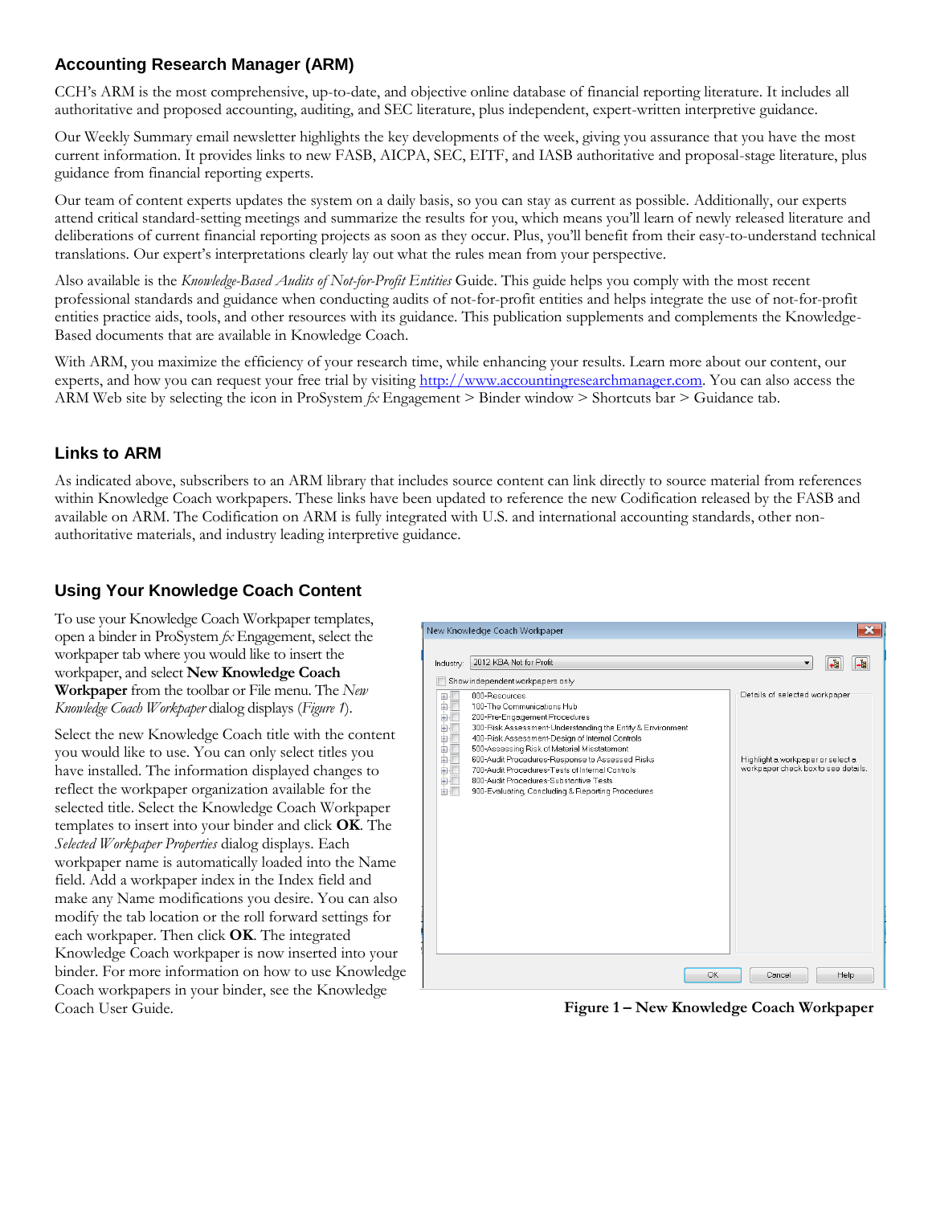## Accounting Research Manager (ARM)

CCH's ARM is the most comprehensive, up-to-date, and objective online database of financial reporting literature. It includes all authoritative and proposed accounting, auditing, and SEC literature, plus independent, expert-written interpretive guidance.

Our Weekly Summary email newsletter highlights the key developments of the week, giving you assurance that you have the most current information. It provides links to new FASB, AICPA, SEC, EITF, and IASB authoritative and proposal-stage literature, plus guidance from financial reporting experts.

Our team of content experts updates the system on a daily basis, so you can stay as current as possible. Additionally, our experts attend critical standard-setting meetings and summarize the results for you, which means you'll learn of newly released literature and deliberations of current financial reporting projects as soon as they occur. Plus, you'll benefit from their easy-to-understand technical translations. Our expert's interpretations clearly lay out what the rules mean from your perspective.

Also available is the *Knowledge-Based Audits of Not-for-Profit Entities* Guide. This guide helps you comply with the most recent professional standards and guidance when conducting audits of not-for-profit entities and helps integrate the use of not-for-profit entities practice aids, tools, and other resources with its guidance. This publication supplements and complements the Knowledge-Based documents that are available in Knowledge Coach.

With ARM, you maximize the efficiency of your research time, while enhancing your results. Learn more about our content, our experts, and how you can request your free trial by visiting http://www.accountingresearchmanager.com. You can also access the ARM Web site by selecting the icon in ProSystem *fx* Engagement > Binder window > Shortcuts bar > Guidance tab.

## Links to ARM

As indicated above, subscribers to an ARM library that includes source content can link directly to source material from references within Knowledge Coach workpapers. These links have been updated to reference the new Codification released by the FASB and available on ARM. The Codification on ARM is fully integrated with U.S. and international accounting standards, other non-authoritative materials, and industry leading interpretive guidance.

## Using Your Knowledge Coach Content

To use your Knowledge Coach Workpaper templates, open a binder in ProSystem *fx* Engagement, select the workpaper tab where you would like to insert the workpaper, and select **New Knowledge Coach Workpaper** from the toolbar or File menu. The *New Knowledge Coach Workpaper* dialog displays (*Figure 1*).

Select the new Knowledge Coach title with the content you would like to use. You can only select titles you have installed. The information displayed changes to reflect the workpaper organization available for the selected title. Select the Knowledge Coach Workpaper templates to insert into your binder and click **OK**. The *Selected Workpaper Properties* dialog displays. Each workpaper name is automatically loaded into the Name field. Add a workpaper index in the Index field and make any Name modifications you desire. You can also modify the tab location or the roll forward settings for each workpaper. Then click **OK**. The integrated Knowledge Coach workpaper is now inserted into your binder. For more information on how to use Knowledge Coach workpapers in your binder, see the Knowledge Coach User Guide.

**Figure 1 – New Knowledge Coach Workpaper**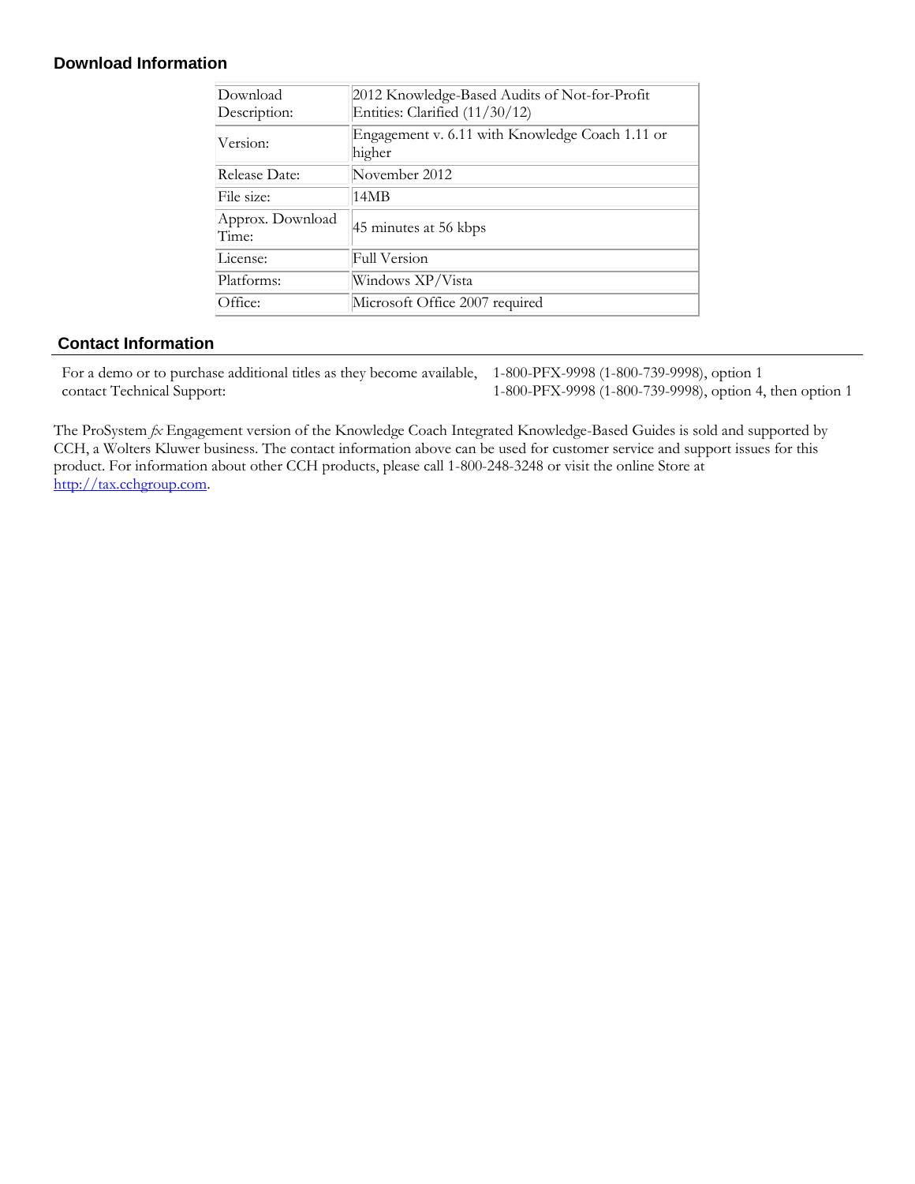## Download Information

| | |
|---|---|
| Download Description: | 2012 Knowledge-Based Audits of Not-for-Profit Entities: Clarified (11/30/12) |
| Version: | Engagement v. 6.11 with Knowledge Coach 1.11 or higher |
| Release Date: | November 2012 |
| File size: | 14MB |
| Approx. Download Time: | 45 minutes at 56 kbps |
| License: | Full Version |
| Platforms: | Windows XP/Vista |
| Office: | Microsoft Office 2007 required |

## Contact Information

| | |
|---|---|
| For a demo or to purchase additional titles as they become available, | 1-800-PFX-9998 (1-800-739-9998), option 1 |
| contact Technical Support: | 1-800-PFX-9998 (1-800-739-9998), option 4, then option 1 |

The ProSystem *fx* Engagement version of the Knowledge Coach Integrated Knowledge-Based Guides is sold and supported by CCH, a Wolters Kluwer business. The contact information above can be used for customer service and support issues for this product. For information about other CCH products, please call 1-800-248-3248 or visit the online Store at http://tax.cchgroup.com.